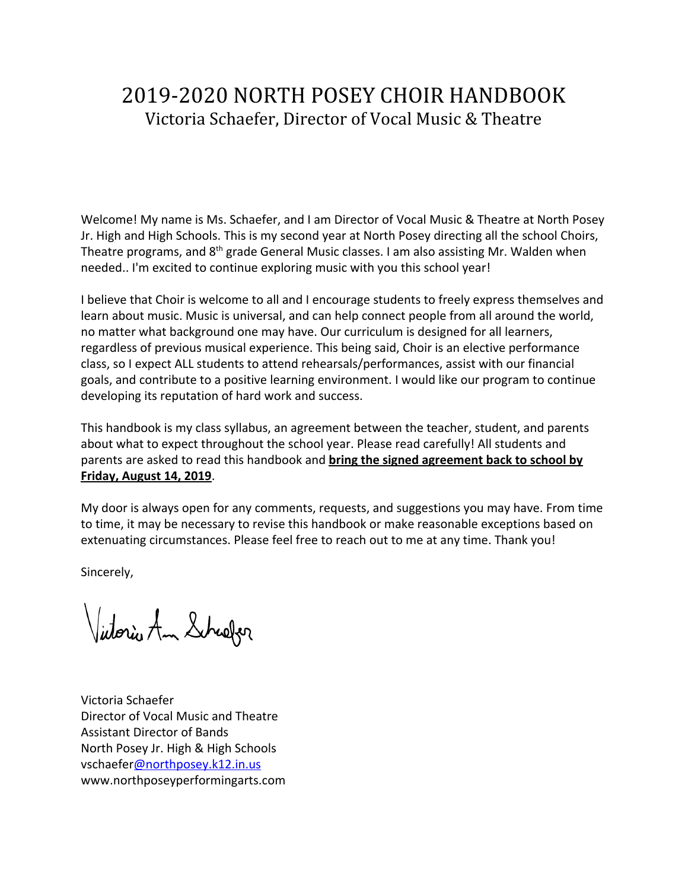# 2019-2020 NORTH POSEY CHOIR HANDBOOK

## Victoria Schaefer, Director of Vocal Music & Theatre

Welcome! My name is Ms. Schaefer, and I am Director of Vocal Music & Theatre at North Posey Jr. High and High Schools. This is my second year at North Posey directing all the school Choirs, Theatre programs, and 8th grade General Music classes. I am also assisting Mr. Walden when needed.. I'm excited to continue exploring music with you this school year!

I believe that Choir is welcome to all and I encourage students to freely express themselves and learn about music. Music is universal, and can help connect people from all around the world, no matter what background one may have. Our curriculum is designed for all learners, regardless of previous musical experience. This being said, Choir is an elective performance class, so I expect ALL students to attend rehearsals/performances, assist with our financial goals, and contribute to a positive learning environment. I would like our program to continue developing its reputation of hard work and success.

This handbook is my class syllabus, an agreement between the teacher, student, and parents about what to expect throughout the school year. Please read carefully! All students and parents are asked to read this handbook and **bring the signed agreement back to school by Friday, August 14, 2019**.

My door is always open for any comments, requests, and suggestions you may have. From time to time, it may be necessary to revise this handbook or make reasonable exceptions based on extenuating circumstances. Please feel free to reach out to me at any time. Thank you!

Sincerely,

Victoria Ann Schaefer

Victoria Schaefer
Director of Vocal Music and Theatre
Assistant Director of Bands
North Posey Jr. High & High Schools
vschaefer@northposey.k12.in.us
www.northposeyperformingarts.com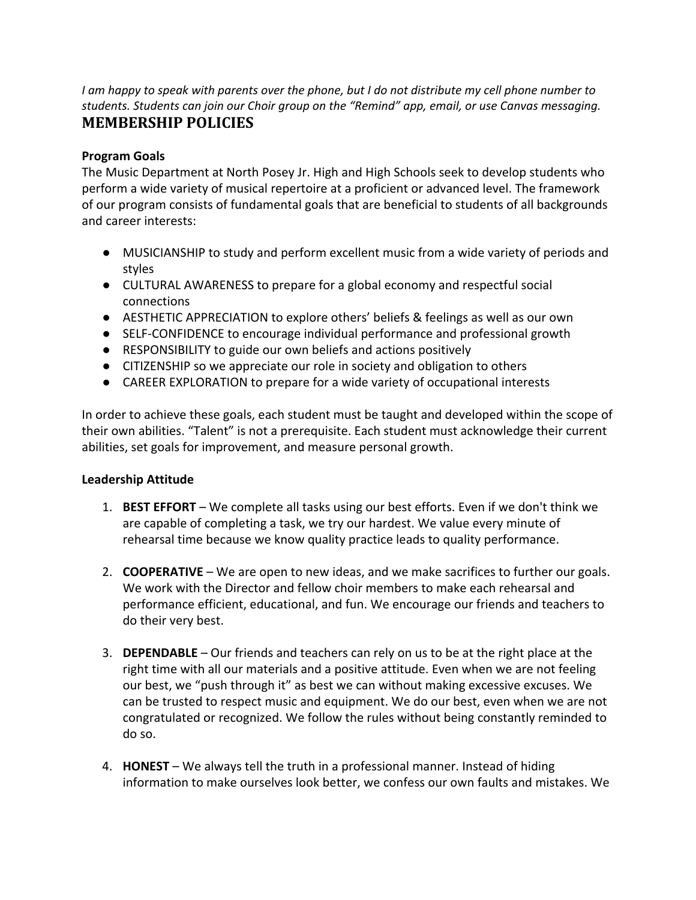*I am happy to speak with parents over the phone, but I do not distribute my cell phone number to students. Students can join our Choir group on the "Remind" app, email, or use Canvas messaging.*

# MEMBERSHIP POLICIES

### Program Goals

The Music Department at North Posey Jr. High and High Schools seek to develop students who perform a wide variety of musical repertoire at a proficient or advanced level. The framework of our program consists of fundamental goals that are beneficial to students of all backgrounds and career interests:

- MUSICIANSHIP to study and perform excellent music from a wide variety of periods and styles
- CULTURAL AWARENESS to prepare for a global economy and respectful social connections
- AESTHETIC APPRECIATION to explore others' beliefs & feelings as well as our own
- SELF-CONFIDENCE to encourage individual performance and professional growth
- RESPONSIBILITY to guide our own beliefs and actions positively
- CITIZENSHIP so we appreciate our role in society and obligation to others
- CAREER EXPLORATION to prepare for a wide variety of occupational interests

In order to achieve these goals, each student must be taught and developed within the scope of their own abilities. "Talent" is not a prerequisite. Each student must acknowledge their current abilities, set goals for improvement, and measure personal growth.

### Leadership Attitude

1. **BEST EFFORT** – We complete all tasks using our best efforts. Even if we don't think we are capable of completing a task, we try our hardest. We value every minute of rehearsal time because we know quality practice leads to quality performance.

2. **COOPERATIVE** – We are open to new ideas, and we make sacrifices to further our goals. We work with the Director and fellow choir members to make each rehearsal and performance efficient, educational, and fun. We encourage our friends and teachers to do their very best.

3. **DEPENDABLE** – Our friends and teachers can rely on us to be at the right place at the right time with all our materials and a positive attitude. Even when we are not feeling our best, we "push through it" as best we can without making excessive excuses. We can be trusted to respect music and equipment. We do our best, even when we are not congratulated or recognized. We follow the rules without being constantly reminded to do so.

4. **HONEST** – We always tell the truth in a professional manner. Instead of hiding information to make ourselves look better, we confess our own faults and mistakes. We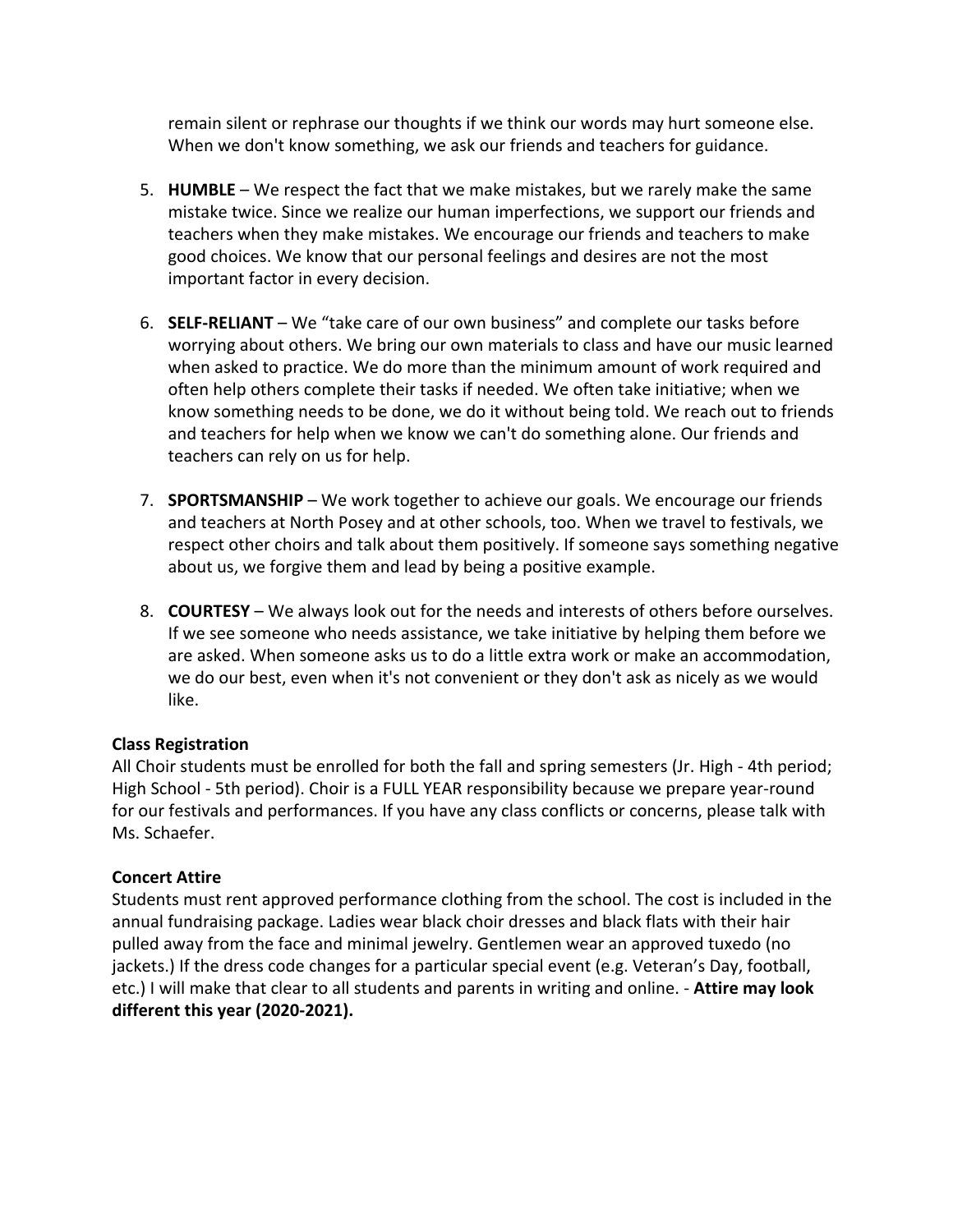remain silent or rephrase our thoughts if we think our words may hurt someone else. When we don't know something, we ask our friends and teachers for guidance.

5. **HUMBLE** – We respect the fact that we make mistakes, but we rarely make the same mistake twice. Since we realize our human imperfections, we support our friends and teachers when they make mistakes. We encourage our friends and teachers to make good choices. We know that our personal feelings and desires are not the most important factor in every decision.

6. **SELF-RELIANT** – We "take care of our own business" and complete our tasks before worrying about others. We bring our own materials to class and have our music learned when asked to practice. We do more than the minimum amount of work required and often help others complete their tasks if needed. We often take initiative; when we know something needs to be done, we do it without being told. We reach out to friends and teachers for help when we know we can't do something alone. Our friends and teachers can rely on us for help.

7. **SPORTSMANSHIP** – We work together to achieve our goals. We encourage our friends and teachers at North Posey and at other schools, too. When we travel to festivals, we respect other choirs and talk about them positively. If someone says something negative about us, we forgive them and lead by being a positive example.

8. **COURTESY** – We always look out for the needs and interests of others before ourselves. If we see someone who needs assistance, we take initiative by helping them before we are asked. When someone asks us to do a little extra work or make an accommodation, we do our best, even when it's not convenient or they don't ask as nicely as we would like.

**Class Registration**
All Choir students must be enrolled for both the fall and spring semesters (Jr. High - 4th period; High School - 5th period). Choir is a FULL YEAR responsibility because we prepare year-round for our festivals and performances. If you have any class conflicts or concerns, please talk with Ms. Schaefer.

**Concert Attire**
Students must rent approved performance clothing from the school. The cost is included in the annual fundraising package. Ladies wear black choir dresses and black flats with their hair pulled away from the face and minimal jewelry. Gentlemen wear an approved tuxedo (no jackets.) If the dress code changes for a particular special event (e.g. Veteran's Day, football, etc.) I will make that clear to all students and parents in writing and online. - **Attire may look different this year (2020-2021).**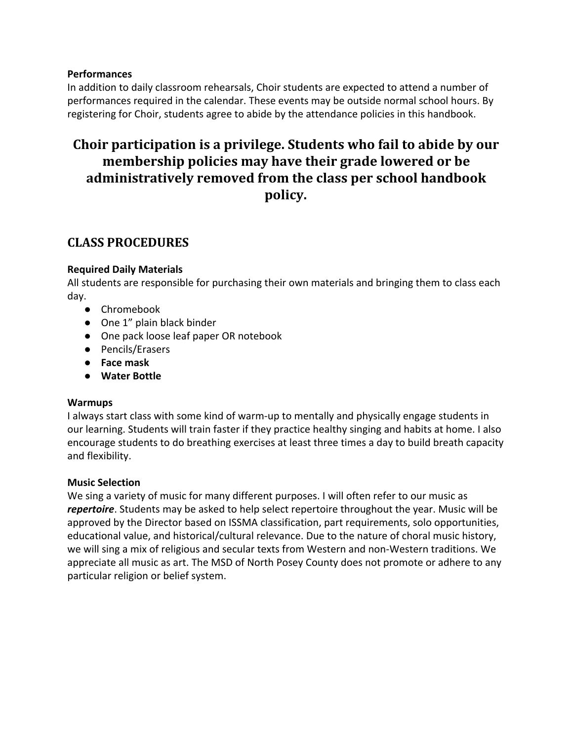**Performances**

In addition to daily classroom rehearsals, Choir students are expected to attend a number of performances required in the calendar. These events may be outside normal school hours. By registering for Choir, students agree to abide by the attendance policies in this handbook.

## Choir participation is a privilege. Students who fail to abide by our membership policies may have their grade lowered or be administratively removed from the class per school handbook policy.

## CLASS PROCEDURES

**Required Daily Materials**

All students are responsible for purchasing their own materials and bringing them to class each day.

- Chromebook
- One 1" plain black binder
- One pack loose leaf paper OR notebook
- Pencils/Erasers
- **Face mask**
- **Water Bottle**

**Warmups**

I always start class with some kind of warm-up to mentally and physically engage students in our learning. Students will train faster if they practice healthy singing and habits at home. I also encourage students to do breathing exercises at least three times a day to build breath capacity and flexibility.

**Music Selection**

We sing a variety of music for many different purposes. I will often refer to our music as ***repertoire***. Students may be asked to help select repertoire throughout the year. Music will be approved by the Director based on ISSMA classification, part requirements, solo opportunities, educational value, and historical/cultural relevance. Due to the nature of choral music history, we will sing a mix of religious and secular texts from Western and non-Western traditions. We appreciate all music as art. The MSD of North Posey County does not promote or adhere to any particular religion or belief system.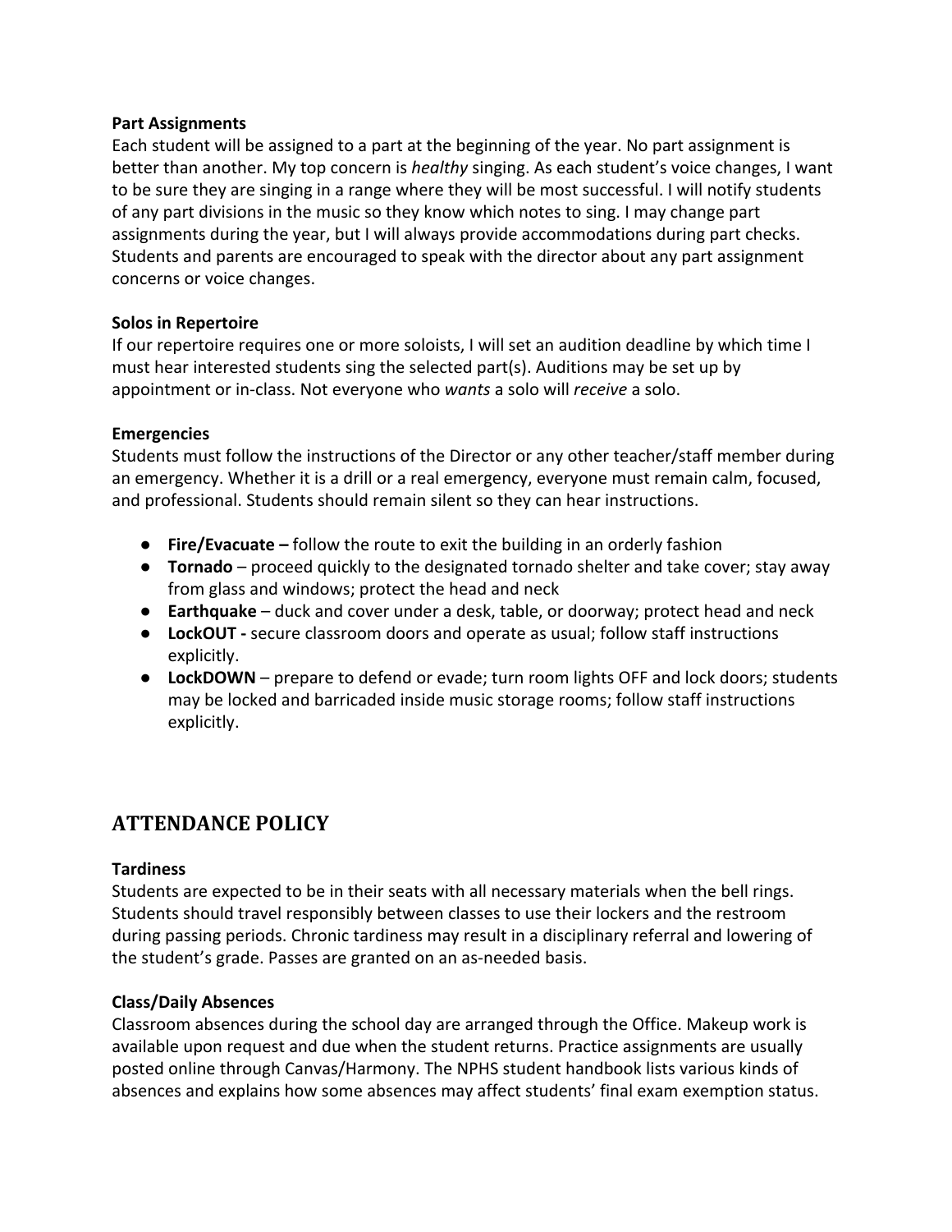**Part Assignments**
Each student will be assigned to a part at the beginning of the year. No part assignment is better than another. My top concern is *healthy* singing. As each student's voice changes, I want to be sure they are singing in a range where they will be most successful. I will notify students of any part divisions in the music so they know which notes to sing. I may change part assignments during the year, but I will always provide accommodations during part checks. Students and parents are encouraged to speak with the director about any part assignment concerns or voice changes.

**Solos in Repertoire**
If our repertoire requires one or more soloists, I will set an audition deadline by which time I must hear interested students sing the selected part(s). Auditions may be set up by appointment or in-class. Not everyone who *wants* a solo will *receive* a solo.

**Emergencies**
Students must follow the instructions of the Director or any other teacher/staff member during an emergency. Whether it is a drill or a real emergency, everyone must remain calm, focused, and professional. Students should remain silent so they can hear instructions.

- **Fire/Evacuate –** follow the route to exit the building in an orderly fashion
- **Tornado** – proceed quickly to the designated tornado shelter and take cover; stay away from glass and windows; protect the head and neck
- **Earthquake** – duck and cover under a desk, table, or doorway; protect head and neck
- **LockOUT -** secure classroom doors and operate as usual; follow staff instructions explicitly.
- **LockDOWN** – prepare to defend or evade; turn room lights OFF and lock doors; students may be locked and barricaded inside music storage rooms; follow staff instructions explicitly.

## ATTENDANCE POLICY

**Tardiness**
Students are expected to be in their seats with all necessary materials when the bell rings. Students should travel responsibly between classes to use their lockers and the restroom during passing periods. Chronic tardiness may result in a disciplinary referral and lowering of the student's grade. Passes are granted on an as-needed basis.

**Class/Daily Absences**
Classroom absences during the school day are arranged through the Office. Makeup work is available upon request and due when the student returns. Practice assignments are usually posted online through Canvas/Harmony. The NPHS student handbook lists various kinds of absences and explains how some absences may affect students' final exam exemption status.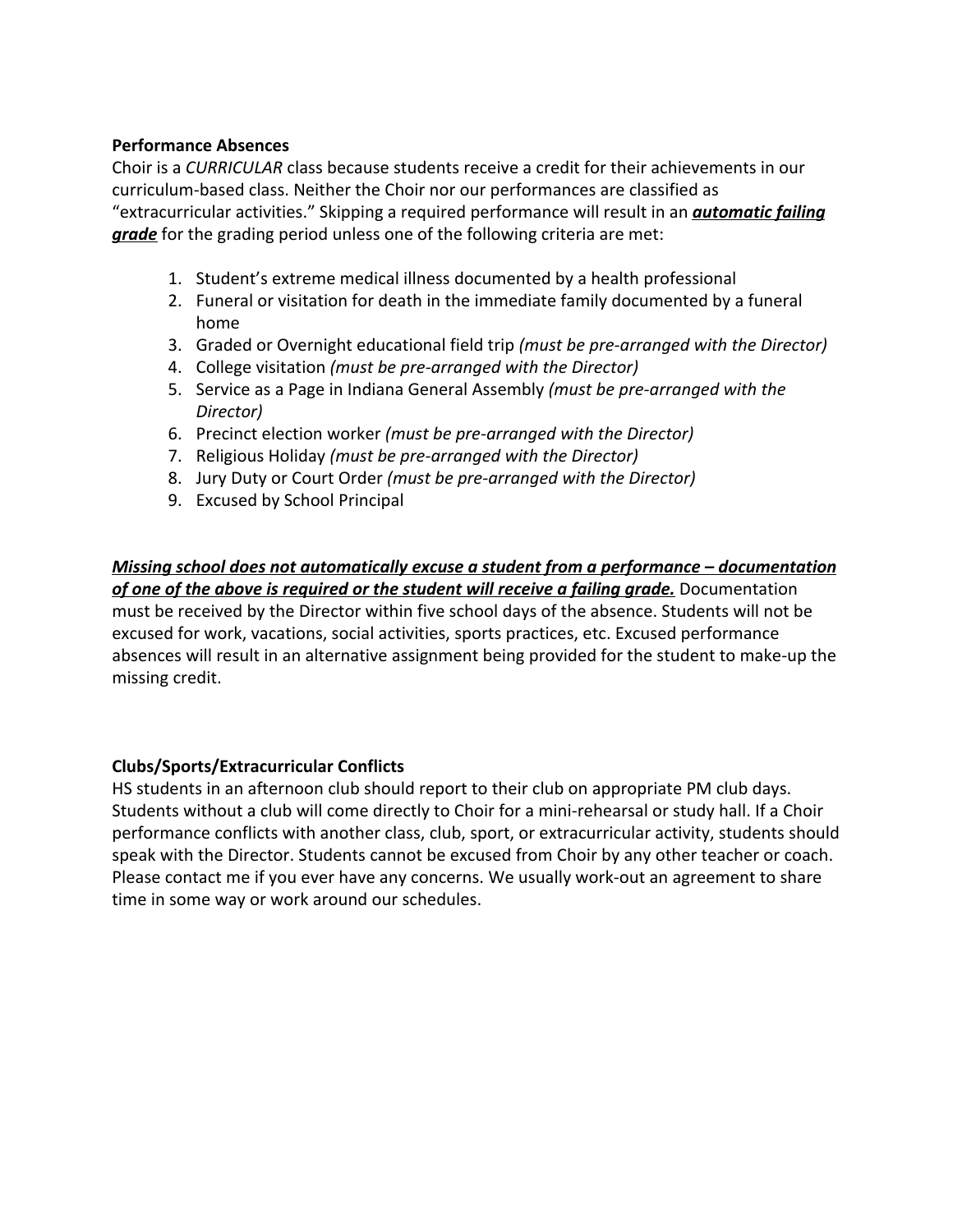**Performance Absences**

Choir is a *CURRICULAR* class because students receive a credit for their achievements in our curriculum-based class. Neither the Choir nor our performances are classified as "extracurricular activities." Skipping a required performance will result in an ***automatic failing grade*** for the grading period unless one of the following criteria are met:

1. Student's extreme medical illness documented by a health professional
2. Funeral or visitation for death in the immediate family documented by a funeral home
3. Graded or Overnight educational field trip *(must be pre-arranged with the Director)*
4. College visitation *(must be pre-arranged with the Director)*
5. Service as a Page in Indiana General Assembly *(must be pre-arranged with the Director)*
6. Precinct election worker *(must be pre-arranged with the Director)*
7. Religious Holiday *(must be pre-arranged with the Director)*
8. Jury Duty or Court Order *(must be pre-arranged with the Director)*
9. Excused by School Principal

***Missing school does not automatically excuse a student from a performance – documentation of one of the above is required or the student will receive a failing grade.*** Documentation must be received by the Director within five school days of the absence. Students will not be excused for work, vacations, social activities, sports practices, etc. Excused performance absences will result in an alternative assignment being provided for the student to make-up the missing credit.

**Clubs/Sports/Extracurricular Conflicts**

HS students in an afternoon club should report to their club on appropriate PM club days. Students without a club will come directly to Choir for a mini-rehearsal or study hall. If a Choir performance conflicts with another class, club, sport, or extracurricular activity, students should speak with the Director. Students cannot be excused from Choir by any other teacher or coach. Please contact me if you ever have any concerns. We usually work-out an agreement to share time in some way or work around our schedules.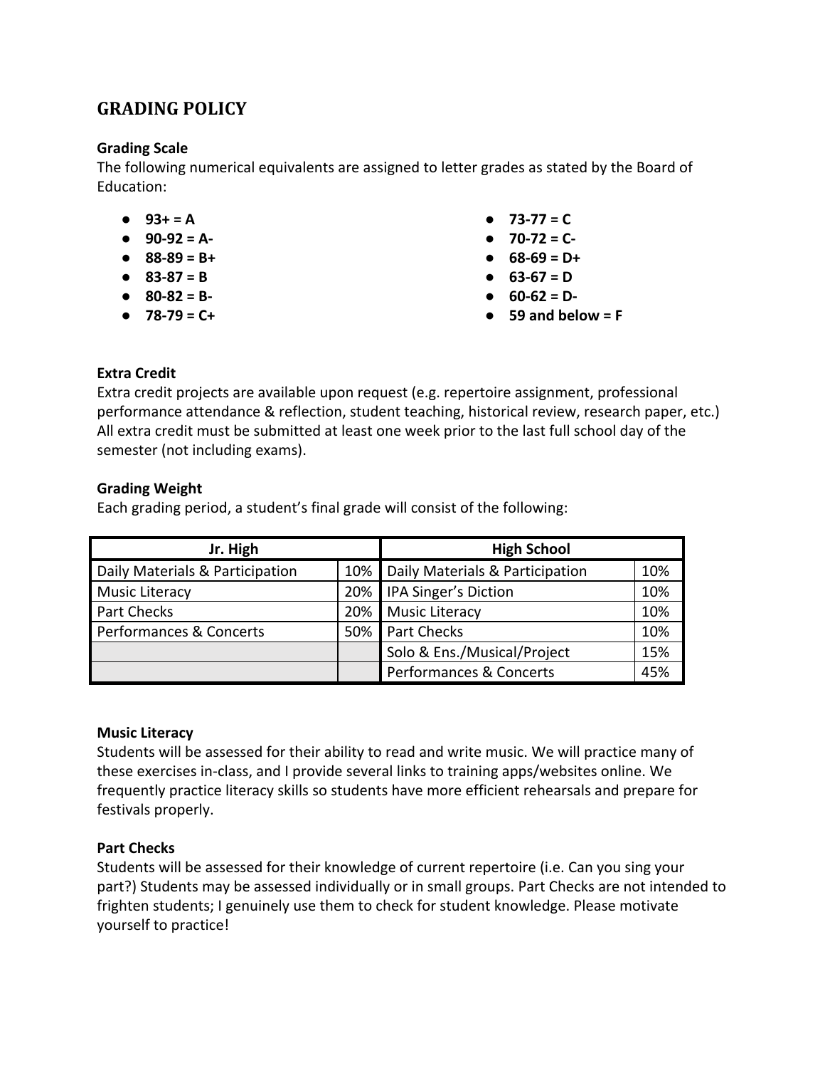## GRADING POLICY

**Grading Scale**

The following numerical equivalents are assigned to letter grades as stated by the Board of Education:

- **93+ = A**
- **90-92 = A-**
- **88-89 = B+**
- **83-87 = B**
- **80-82 = B-**
- **78-79 = C+**
- **73-77 = C**
- **70-72 = C-**
- **68-69 = D+**
- **63-67 = D**
- **60-62 = D-**
- **59 and below = F**

**Extra Credit**

Extra credit projects are available upon request (e.g. repertoire assignment, professional performance attendance & reflection, student teaching, historical review, research paper, etc.) All extra credit must be submitted at least one week prior to the last full school day of the semester (not including exams).

**Grading Weight**

Each grading period, a student's final grade will consist of the following:

| Jr. High | | High School | |
|---|---|---|---|
| Daily Materials & Participation | 10% | Daily Materials & Participation | 10% |
| Music Literacy | 20% | IPA Singer's Diction | 10% |
| Part Checks | 20% | Music Literacy | 10% |
| Performances & Concerts | 50% | Part Checks | 10% |
| | | Solo & Ens./Musical/Project | 15% |
| | | Performances & Concerts | 45% |

**Music Literacy**

Students will be assessed for their ability to read and write music. We will practice many of these exercises in-class, and I provide several links to training apps/websites online. We frequently practice literacy skills so students have more efficient rehearsals and prepare for festivals properly.

**Part Checks**

Students will be assessed for their knowledge of current repertoire (i.e. Can you sing your part?) Students may be assessed individually or in small groups. Part Checks are not intended to frighten students; I genuinely use them to check for student knowledge. Please motivate yourself to practice!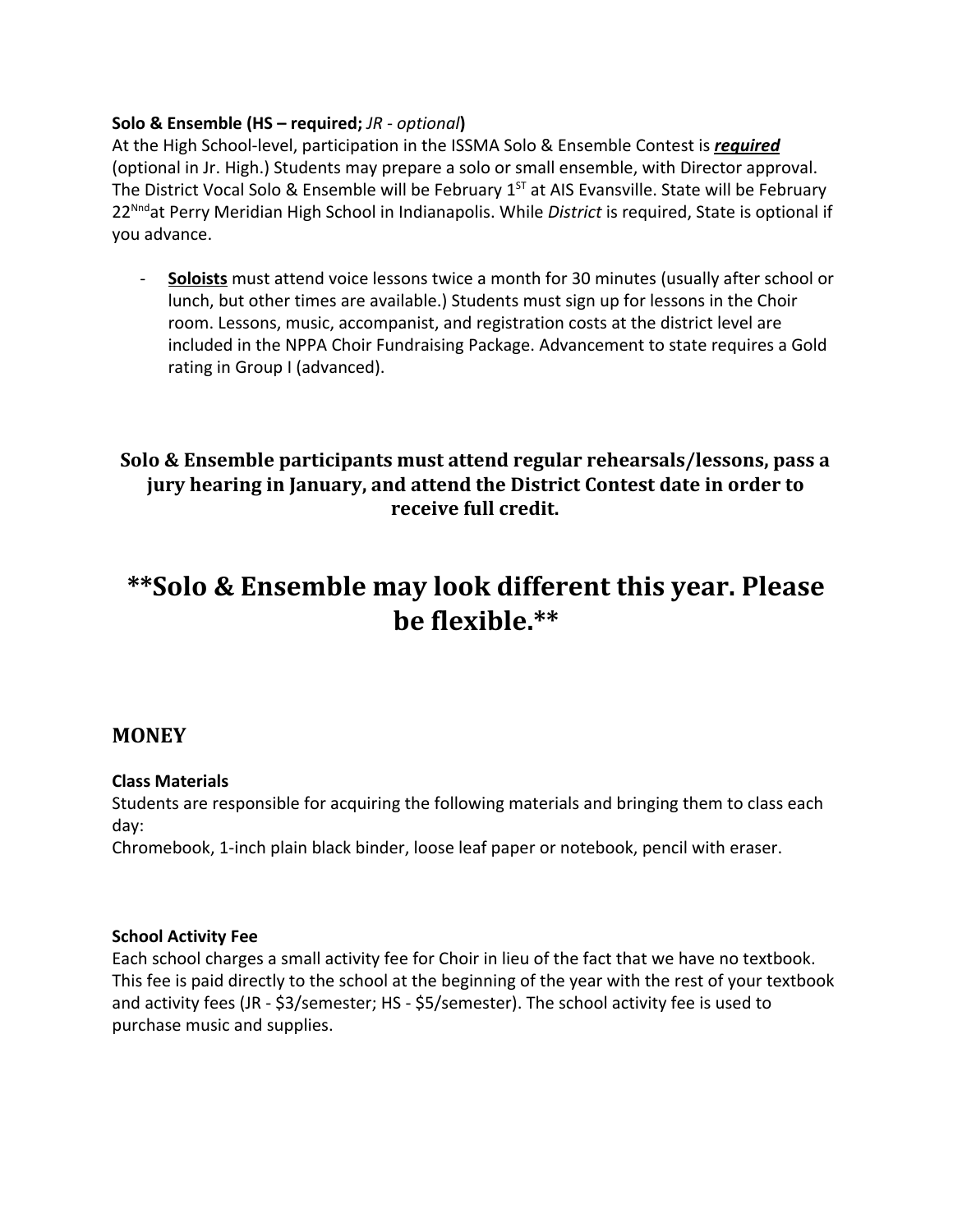**Solo & Ensemble (HS – required;** *JR - optional***)**
At the High School-level, participation in the ISSMA Solo & Ensemble Contest is ***required*** (optional in Jr. High.) Students may prepare a solo or small ensemble, with Director approval. The District Vocal Solo & Ensemble will be February 1[ST] at AIS Evansville. State will be February 22[Nnd]at Perry Meridian High School in Indianapolis. While *District* is required, State is optional if you advance.

- **Soloists** must attend voice lessons twice a month for 30 minutes (usually after school or lunch, but other times are available.) Students must sign up for lessons in the Choir room. Lessons, music, accompanist, and registration costs at the district level are included in the NPPA Choir Fundraising Package. Advancement to state requires a Gold rating in Group I (advanced).

**Solo & Ensemble participants must attend regular rehearsals/lessons, pass a jury hearing in January, and attend the District Contest date in order to receive full credit.**

## **Solo & Ensemble may look different this year. Please be flexible.**

## MONEY

**Class Materials**
Students are responsible for acquiring the following materials and bringing them to class each day:
Chromebook, 1-inch plain black binder, loose leaf paper or notebook, pencil with eraser.

**School Activity Fee**
Each school charges a small activity fee for Choir in lieu of the fact that we have no textbook. This fee is paid directly to the school at the beginning of the year with the rest of your textbook and activity fees (JR - $3/semester; HS - $5/semester). The school activity fee is used to purchase music and supplies.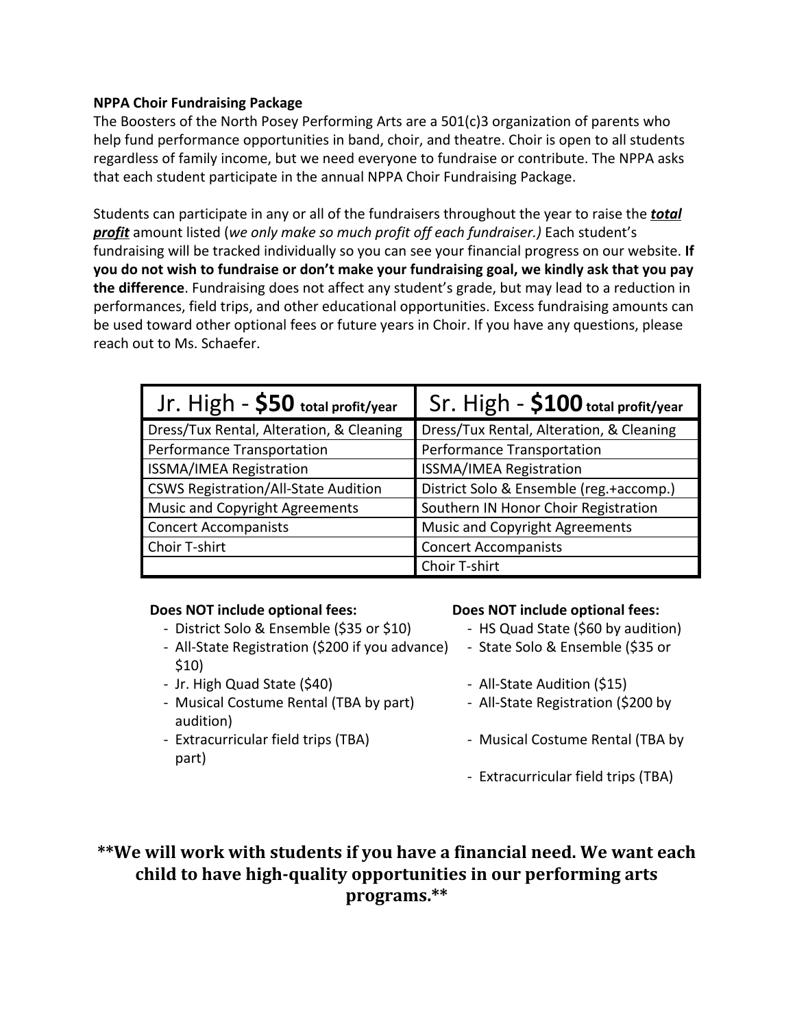**NPPA Choir Fundraising Package**

The Boosters of the North Posey Performing Arts are a 501(c)3 organization of parents who help fund performance opportunities in band, choir, and theatre. Choir is open to all students regardless of family income, but we need everyone to fundraise or contribute. The NPPA asks that each student participate in the annual NPPA Choir Fundraising Package.

Students can participate in any or all of the fundraisers throughout the year to raise the ***total profit*** amount listed (*we only make so much profit off each fundraiser.)* Each student's fundraising will be tracked individually so you can see your financial progress on our website. **If you do not wish to fundraise or don't make your fundraising goal, we kindly ask that you pay the difference**. Fundraising does not affect any student's grade, but may lead to a reduction in performances, field trips, and other educational opportunities. Excess fundraising amounts can be used toward other optional fees or future years in Choir. If you have any questions, please reach out to Ms. Schaefer.

| Jr. High - **$50** total profit/year | Sr. High - **$100** total profit/year |
|---|---|
| Dress/Tux Rental, Alteration, & Cleaning | Dress/Tux Rental, Alteration, & Cleaning |
| Performance Transportation | Performance Transportation |
| ISSMA/IMEA Registration | ISSMA/IMEA Registration |
| CSWS Registration/All-State Audition | District Solo & Ensemble (reg.+accomp.) |
| Music and Copyright Agreements | Southern IN Honor Choir Registration |
| Concert Accompanists | Music and Copyright Agreements |
| Choir T-shirt | Concert Accompanists |
| | Choir T-shirt |

**Does NOT include optional fees:**

- District Solo & Ensemble ($35 or $10)
- All-State Registration ($200 if you advance)
- Jr. High Quad State ($40)
- Musical Costume Rental (TBA by part)
- Extracurricular field trips (TBA)

**Does NOT include optional fees:**

- HS Quad State ($60 by audition)
- State Solo & Ensemble ($35 or $10)
- All-State Audition ($15)
- All-State Registration ($200 by audition)
- Musical Costume Rental (TBA by part)
- Extracurricular field trips (TBA)

**\*\*We will work with students if you have a financial need. We want each child to have high-quality opportunities in our performing arts programs.\*\***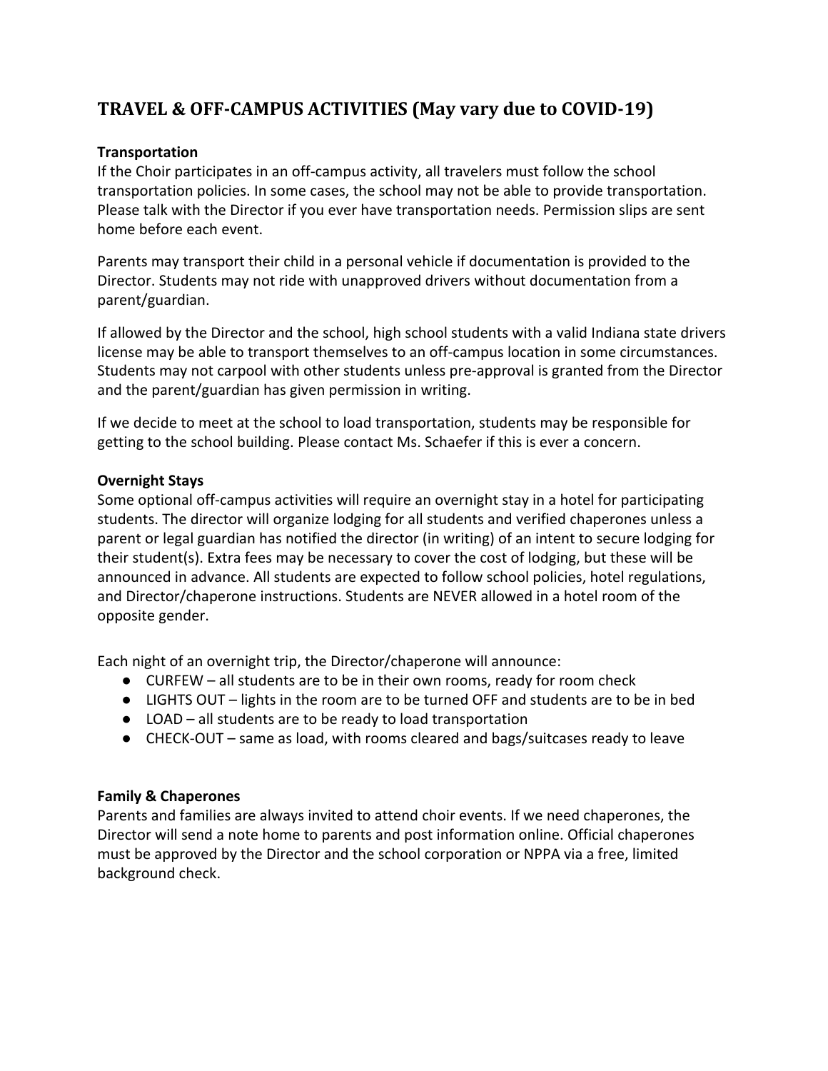## TRAVEL & OFF-CAMPUS ACTIVITIES (May vary due to COVID-19)

**Transportation**

If the Choir participates in an off-campus activity, all travelers must follow the school transportation policies. In some cases, the school may not be able to provide transportation. Please talk with the Director if you ever have transportation needs. Permission slips are sent home before each event.

Parents may transport their child in a personal vehicle if documentation is provided to the Director. Students may not ride with unapproved drivers without documentation from a parent/guardian.

If allowed by the Director and the school, high school students with a valid Indiana state drivers license may be able to transport themselves to an off-campus location in some circumstances. Students may not carpool with other students unless pre-approval is granted from the Director and the parent/guardian has given permission in writing.

If we decide to meet at the school to load transportation, students may be responsible for getting to the school building. Please contact Ms. Schaefer if this is ever a concern.

**Overnight Stays**

Some optional off-campus activities will require an overnight stay in a hotel for participating students. The director will organize lodging for all students and verified chaperones unless a parent or legal guardian has notified the director (in writing) of an intent to secure lodging for their student(s). Extra fees may be necessary to cover the cost of lodging, but these will be announced in advance. All students are expected to follow school policies, hotel regulations, and Director/chaperone instructions. Students are NEVER allowed in a hotel room of the opposite gender.

Each night of an overnight trip, the Director/chaperone will announce:

- CURFEW – all students are to be in their own rooms, ready for room check
- LIGHTS OUT – lights in the room are to be turned OFF and students are to be in bed
- LOAD – all students are to be ready to load transportation
- CHECK-OUT – same as load, with rooms cleared and bags/suitcases ready to leave

**Family & Chaperones**

Parents and families are always invited to attend choir events. If we need chaperones, the Director will send a note home to parents and post information online. Official chaperones must be approved by the Director and the school corporation or NPPA via a free, limited background check.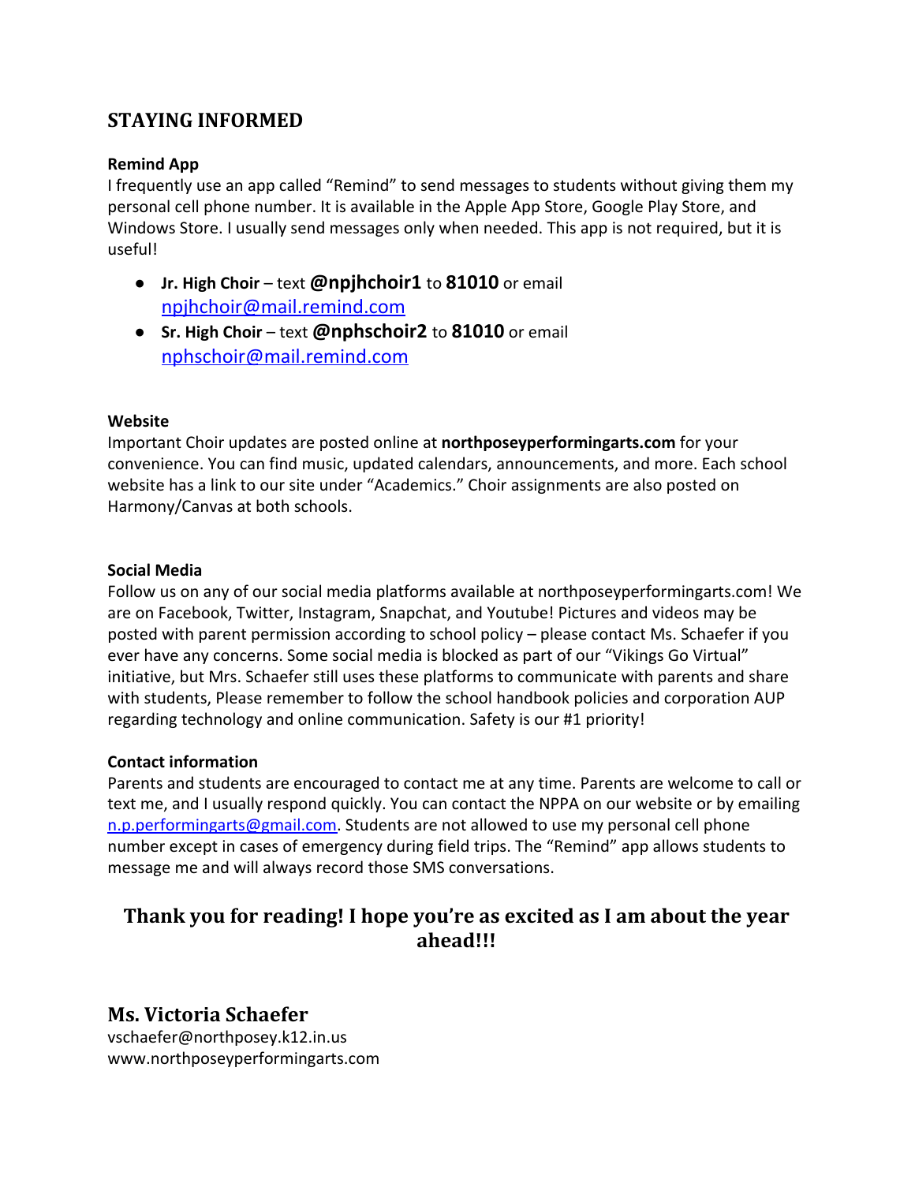## STAYING INFORMED

### Remind App

I frequently use an app called “Remind” to send messages to students without giving them my personal cell phone number. It is available in the Apple App Store, Google Play Store, and Windows Store. I usually send messages only when needed. This app is not required, but it is useful!

- **Jr. High Choir** – text **@npjhchoir1** to **81010** or email npjhchoir@mail.remind.com
- **Sr. High Choir** – text **@nphschoir2** to **81010** or email nphschoir@mail.remind.com

### Website

Important Choir updates are posted online at **northposeyperformingarts.com** for your convenience. You can find music, updated calendars, announcements, and more. Each school website has a link to our site under “Academics.” Choir assignments are also posted on Harmony/Canvas at both schools.

### Social Media

Follow us on any of our social media platforms available at northposeyperformingarts.com! We are on Facebook, Twitter, Instagram, Snapchat, and Youtube! Pictures and videos may be posted with parent permission according to school policy – please contact Ms. Schaefer if you ever have any concerns. Some social media is blocked as part of our “Vikings Go Virtual” initiative, but Mrs. Schaefer still uses these platforms to communicate with parents and share with students, Please remember to follow the school handbook policies and corporation AUP regarding technology and online communication. Safety is our #1 priority!

### Contact information

Parents and students are encouraged to contact me at any time. Parents are welcome to call or text me, and I usually respond quickly. You can contact the NPPA on our website or by emailing n.p.performingarts@gmail.com. Students are not allowed to use my personal cell phone number except in cases of emergency during field trips. The “Remind” app allows students to message me and will always record those SMS conversations.

## Thank you for reading! I hope you’re as excited as I am about the year ahead!!!

## Ms. Victoria Schaefer

vschaefer@northposey.k12.in.us
www.northposeyperformingarts.com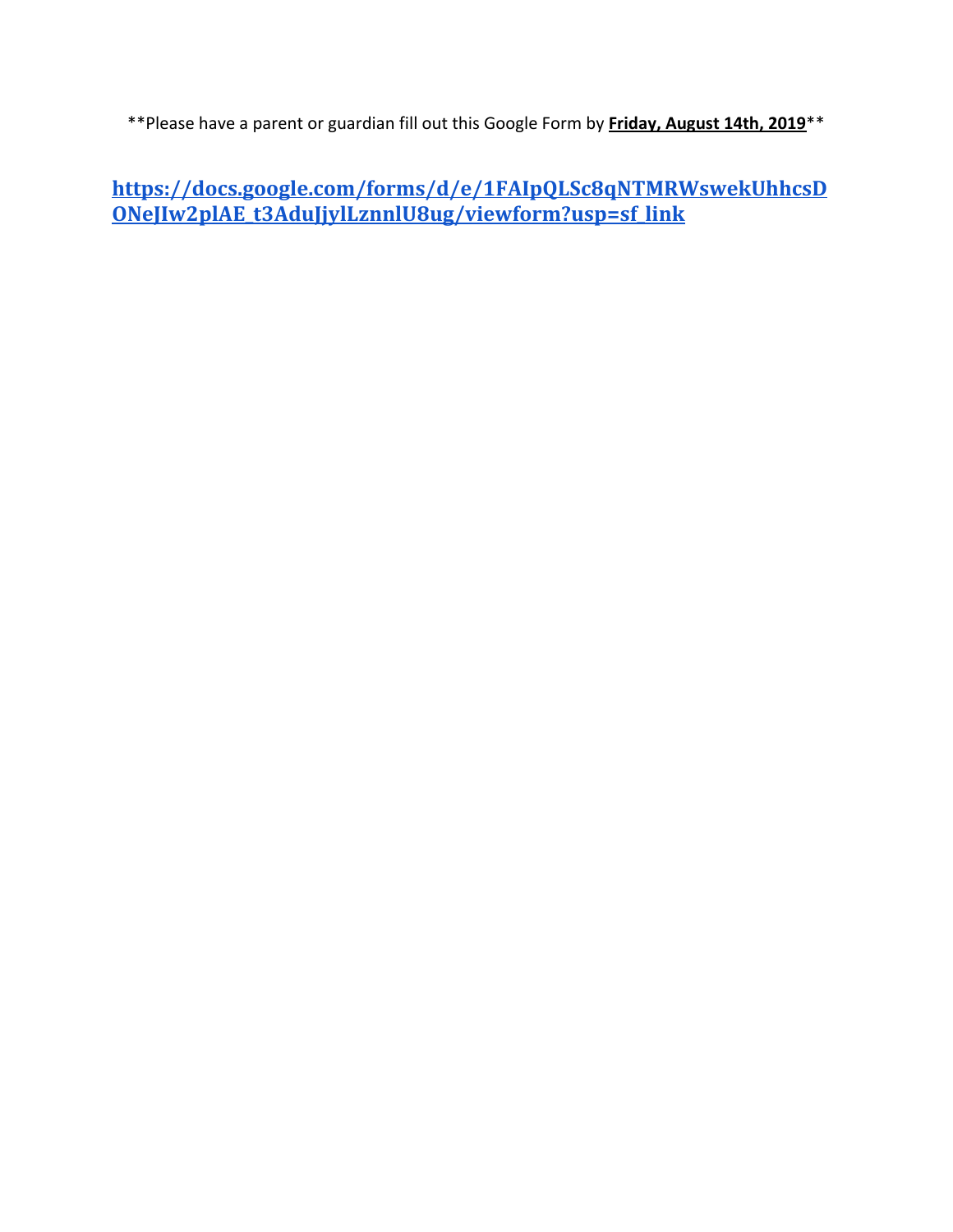\*\*Please have a parent or guardian fill out this Google Form by **Friday, August 14th, 2019**\*\*

**https://docs.google.com/forms/d/e/1FAIpQLSc8qNTMRWswekUhhcsDONeJIw2plAE_t3AduJjylLznnlU8ug/viewform?usp=sf_link**